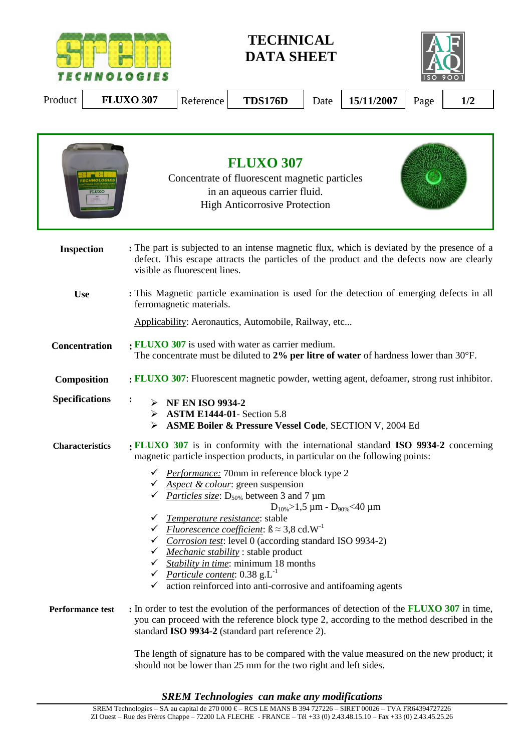# TECHNICAL DATA SHEET

| Product | FLUXO 307 | Reference | TDS176D | Date | 15/11/2007 | Page | 1/2 |
|---|---|---|---|---|---|---|---|

## FLUXO 307

Concentrate of fluorescent magnetic particles
in an aqueous carrier fluid.
High Anticorrosive Protection

**Inspection** : The part is subjected to an intense magnetic flux, which is deviated by the presence of a defect. This escape attracts the particles of the product and the defects now are clearly visible as fluorescent lines.

**Use** : This Magnetic particle examination is used for the detection of emerging defects in all ferromagnetic materials.

Applicability: Aeronautics, Automobile, Railway, etc...

**Concentration** : **FLUXO 307** is used with water as carrier medium.
The concentrate must be diluted to **2% per litre of water** of hardness lower than 30°F.

**Composition** : **FLUXO 307**: Fluorescent magnetic powder, wetting agent, defoamer, strong rust inhibitor.

**Specifications** :

- **NF EN ISO 9934-2**
- **ASTM E1444-01**- Section 5.8
- **ASME Boiler & Pressure Vessel Code**, SECTION V, 2004 Ed

**Characteristics** : **FLUXO 307** is in conformity with the international standard **ISO 9934-2** concerning magnetic particle inspection products, in particular on the following points:

- ✓ *Performance:* 70mm in reference block type 2
- ✓ *Aspect & colour*: green suspension
- ✓ *Particles size*: $D_{50\%}$ between 3 and 7 µm
  $D_{10\%}$>1,5 µm - $D_{90\%}$<40 µm
- ✓ *Temperature resistance*: stable
- ✓ *Fluorescence coefficient*: $ß \approx 3{,}8$ $cd.W^{-1}$
- ✓ *Corrosion test*: level 0 (according standard ISO 9934-2)
- ✓ *Mechanic stability* : stable product
- ✓ *Stability in time*: minimum 18 months
- ✓ *Particule content*: 0.38 $g.L^{-1}$
- ✓ action reinforced into anti-corrosive and antifoaming agents

**Performance test** : In order to test the evolution of the performances of detection of the **FLUXO 307** in time, you can proceed with the reference block type 2, according to the method described in the standard **ISO 9934-2** (standard part reference 2).

The length of signature has to be compared with the value measured on the new product; it should not be lower than 25 mm for the two right and left sides.

***SREM Technologies can make any modifications***

SREM Technologies – SA au capital de 270 000 € – RCS LE MANS B 394 727226 – SIRET 00026 – TVA FR64394727226
ZI Ouest – Rue des Frères Chappe – 72200 LA FLECHE - FRANCE – Tél +33 (0) 2.43.48.15.10 – Fax +33 (0) 2.43.45.25.26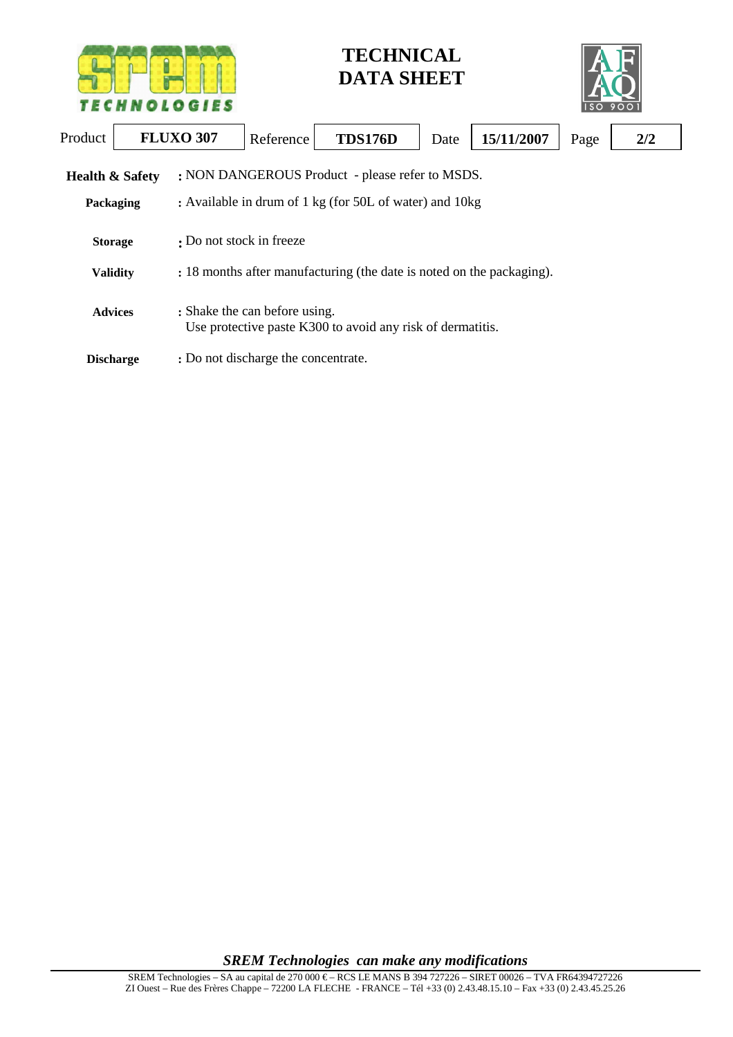| Product | FLUXO 307 | Reference | TDS176D | Date | 15/11/2007 |
|---|---|---|---|---|---|

**Health & Safety** : NON DANGEROUS Product - please refer to MSDS.

**Packaging** : Available in drum of 1 kg (for 50L of water) and 10kg

**Storage** : Do not stock in freeze

**Validity** : 18 months after manufacturing (the date is noted on the packaging).

**Advices** : Shake the can before using.
Use protective paste K300 to avoid any risk of dermatitis.

**Discharge** : Do not discharge the concentrate.

***SREM Technologies can make any modifications***

SREM Technologies – SA au capital de 270 000 € – RCS LE MANS B 394 727226 – SIRET 00026 – TVA FR64394727226
ZI Ouest – Rue des Frères Chappe – 72200 LA FLECHE - FRANCE – Tél +33 (0) 2.43.48.15.10 – Fax +33 (0) 2.43.45.25.26